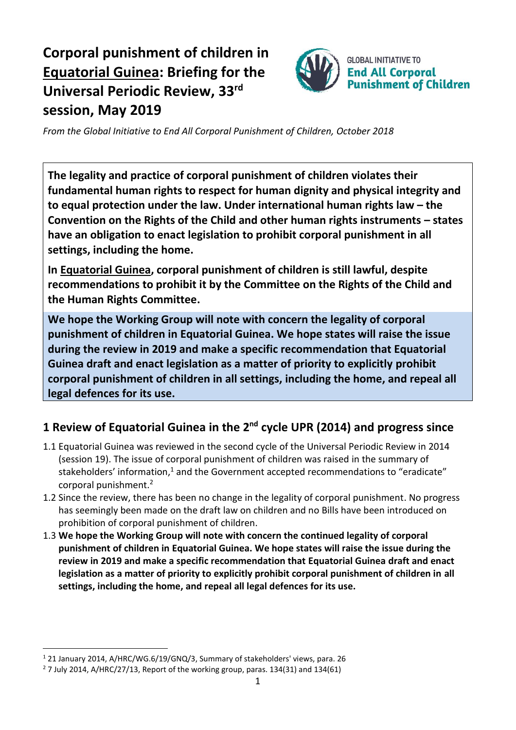# Corporal punishment of children in Equatorial Guinea: Briefing for the Universal Periodic Review, 33rd session, May 2019

GLOBAL INITIATIVE TO **End All Corporal Punishment of Children**

*From the Global Initiative to End All Corporal Punishment of Children, October 2018*

**The legality and practice of corporal punishment of children violates their fundamental human rights to respect for human dignity and physical integrity and to equal protection under the law. Under international human rights law – the Convention on the Rights of the Child and other human rights instruments – states have an obligation to enact legislation to prohibit corporal punishment in all settings, including the home.**

**In Equatorial Guinea, corporal punishment of children is still lawful, despite recommendations to prohibit it by the Committee on the Rights of the Child and the Human Rights Committee.**

**We hope the Working Group will note with concern the legality of corporal punishment of children in Equatorial Guinea. We hope states will raise the issue during the review in 2019 and make a specific recommendation that Equatorial Guinea draft and enact legislation as a matter of priority to explicitly prohibit corporal punishment of children in all settings, including the home, and repeal all legal defences for its use.**

## 1 Review of Equatorial Guinea in the 2nd cycle UPR (2014) and progress since

1.1 Equatorial Guinea was reviewed in the second cycle of the Universal Periodic Review in 2014 (session 19). The issue of corporal punishment of children was raised in the summary of stakeholders' information,[1] and the Government accepted recommendations to "eradicate" corporal punishment.[2]

1.2 Since the review, there has been no change in the legality of corporal punishment. No progress has seemingly been made on the draft law on children and no Bills have been introduced on prohibition of corporal punishment of children.

1.3 **We hope the Working Group will note with concern the continued legality of corporal punishment of children in Equatorial Guinea. We hope states will raise the issue during the review in 2019 and make a specific recommendation that Equatorial Guinea draft and enact legislation as a matter of priority to explicitly prohibit corporal punishment of children in all settings, including the home, and repeal all legal defences for its use.**

---

[1] 21 January 2014, A/HRC/WG.6/19/GNQ/3, Summary of stakeholders' views, para. 26

[2] 7 July 2014, A/HRC/27/13, Report of the working group, paras. 134(31) and 134(61)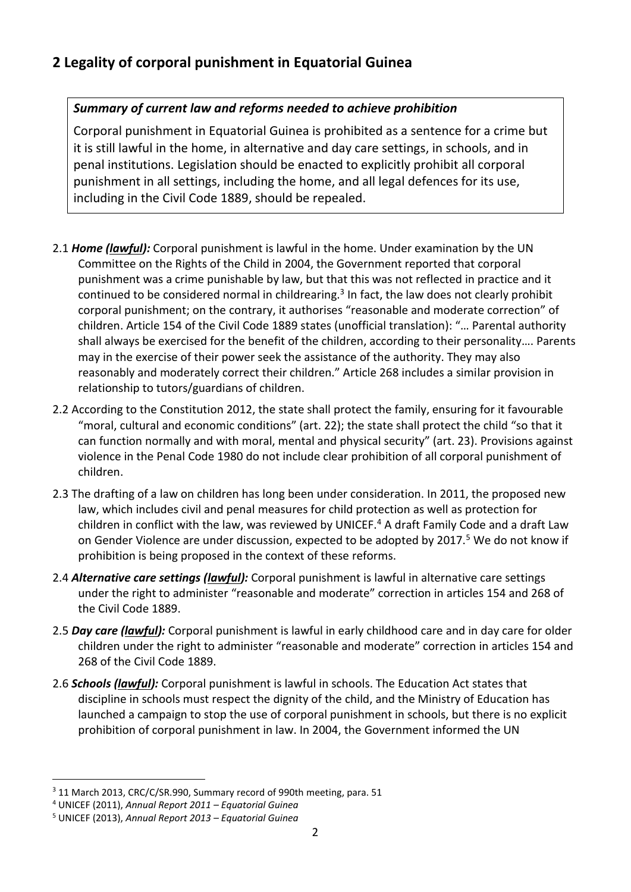## 2 Legality of corporal punishment in Equatorial Guinea

> ***Summary of current law and reforms needed to achieve prohibition***
>
> Corporal punishment in Equatorial Guinea is prohibited as a sentence for a crime but it is still lawful in the home, in alternative and day care settings, in schools, and in penal institutions. Legislation should be enacted to explicitly prohibit all corporal punishment in all settings, including the home, and all legal defences for its use, including in the Civil Code 1889, should be repealed.

2.1 ***Home (lawful):*** Corporal punishment is lawful in the home. Under examination by the UN Committee on the Rights of the Child in 2004, the Government reported that corporal punishment was a crime punishable by law, but that this was not reflected in practice and it continued to be considered normal in childrearing.[3] In fact, the law does not clearly prohibit corporal punishment; on the contrary, it authorises "reasonable and moderate correction" of children. Article 154 of the Civil Code 1889 states (unofficial translation): "… Parental authority shall always be exercised for the benefit of the children, according to their personality…. Parents may in the exercise of their power seek the assistance of the authority. They may also reasonably and moderately correct their children." Article 268 includes a similar provision in relationship to tutors/guardians of children.

2.2 According to the Constitution 2012, the state shall protect the family, ensuring for it favourable "moral, cultural and economic conditions" (art. 22); the state shall protect the child "so that it can function normally and with moral, mental and physical security" (art. 23). Provisions against violence in the Penal Code 1980 do not include clear prohibition of all corporal punishment of children.

2.3 The drafting of a law on children has long been under consideration. In 2011, the proposed new law, which includes civil and penal measures for child protection as well as protection for children in conflict with the law, was reviewed by UNICEF.[4] A draft Family Code and a draft Law on Gender Violence are under discussion, expected to be adopted by 2017.[5] We do not know if prohibition is being proposed in the context of these reforms.

2.4 ***Alternative care settings (lawful):*** Corporal punishment is lawful in alternative care settings under the right to administer "reasonable and moderate" correction in articles 154 and 268 of the Civil Code 1889.

2.5 ***Day care (lawful):*** Corporal punishment is lawful in early childhood care and in day care for older children under the right to administer "reasonable and moderate" correction in articles 154 and 268 of the Civil Code 1889.

2.6 ***Schools (lawful):*** Corporal punishment is lawful in schools. The Education Act states that discipline in schools must respect the dignity of the child, and the Ministry of Education has launched a campaign to stop the use of corporal punishment in schools, but there is no explicit prohibition of corporal punishment in law. In 2004, the Government informed the UN

---

[3] 11 March 2013, CRC/C/SR.990, Summary record of 990th meeting, para. 51

[4] UNICEF (2011), *Annual Report 2011 – Equatorial Guinea*

[5] UNICEF (2013), *Annual Report 2013 – Equatorial Guinea*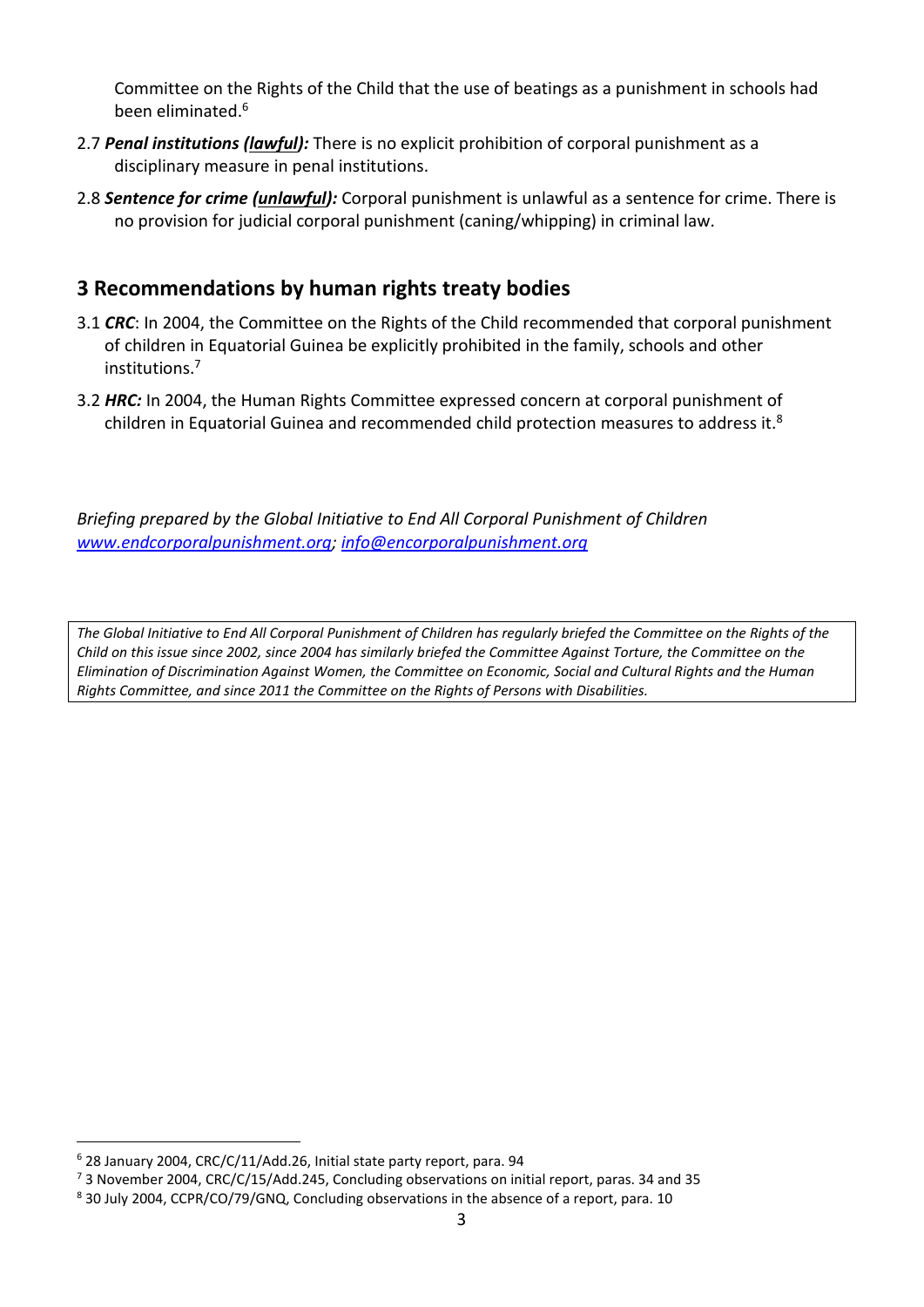Committee on the Rights of the Child that the use of beatings as a punishment in schools had been eliminated.[6]

2.7 ***Penal institutions (lawful):*** There is no explicit prohibition of corporal punishment as a disciplinary measure in penal institutions.

2.8 ***Sentence for crime (unlawful):*** Corporal punishment is unlawful as a sentence for crime. There is no provision for judicial corporal punishment (caning/whipping) in criminal law.

## 3 Recommendations by human rights treaty bodies

3.1 ***CRC***: In 2004, the Committee on the Rights of the Child recommended that corporal punishment of children in Equatorial Guinea be explicitly prohibited in the family, schools and other institutions.[7]

3.2 ***HRC:*** In 2004, the Human Rights Committee expressed concern at corporal punishment of children in Equatorial Guinea and recommended child protection measures to address it.[8]

*Briefing prepared by the Global Initiative to End All Corporal Punishment of Children*
*[www.endcorporalpunishment.org](http://www.endcorporalpunishment.org); [info@encorporalpunishment.org](mailto:info@encorporalpunishment.org)*

> *The Global Initiative to End All Corporal Punishment of Children has regularly briefed the Committee on the Rights of the Child on this issue since 2002, since 2004 has similarly briefed the Committee Against Torture, the Committee on the Elimination of Discrimination Against Women, the Committee on Economic, Social and Cultural Rights and the Human Rights Committee, and since 2011 the Committee on the Rights of Persons with Disabilities.*

---

[6] 28 January 2004, CRC/C/11/Add.26, Initial state party report, para. 94

[7] 3 November 2004, CRC/C/15/Add.245, Concluding observations on initial report, paras. 34 and 35

[8] 30 July 2004, CCPR/CO/79/GNQ, Concluding observations in the absence of a report, para. 10